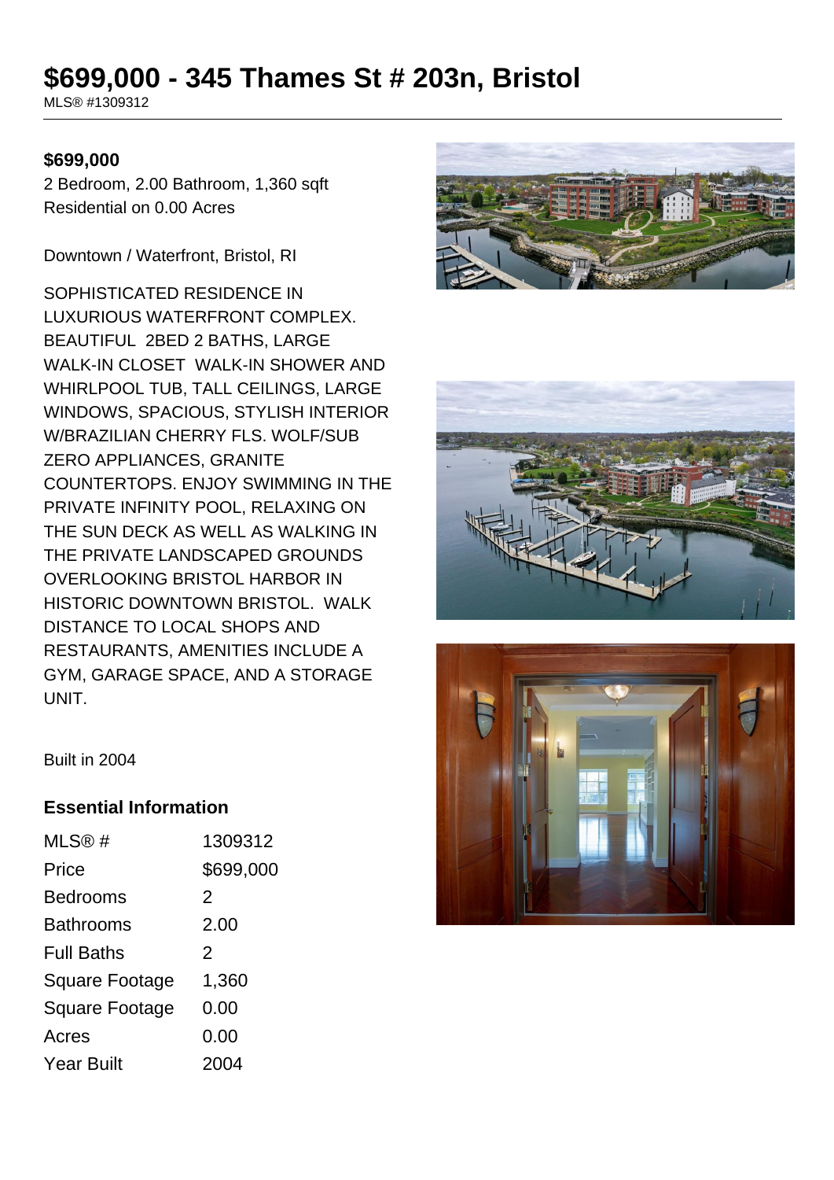# $699,000 - 345 Thames St # 203n, Bristol

MLS® #1309312

**$699,000**

2 Bedroom, 2.00 Bathroom, 1,360 sqft
Residential on 0.00 Acres

Downtown / Waterfront, Bristol, RI

SOPHISTICATED RESIDENCE IN LUXURIOUS WATERFRONT COMPLEX. BEAUTIFUL 2BED 2 BATHS, LARGE WALK-IN CLOSET WALK-IN SHOWER AND WHIRLPOOL TUB, TALL CEILINGS, LARGE WINDOWS, SPACIOUS, STYLISH INTERIOR W/BRAZILIAN CHERRY FLS. WOLF/SUB ZERO APPLIANCES, GRANITE COUNTERTOPS. ENJOY SWIMMING IN THE PRIVATE INFINITY POOL, RELAXING ON THE SUN DECK AS WELL AS WALKING IN THE PRIVATE LANDSCAPED GROUNDS OVERLOOKING BRISTOL HARBOR IN HISTORIC DOWNTOWN BRISTOL. WALK DISTANCE TO LOCAL SHOPS AND RESTAURANTS, AMENITIES INCLUDE A GYM, GARAGE SPACE, AND A STORAGE UNIT.

Built in 2004

## Essential Information

| | |
|---|---|
| MLS® # | 1309312 |
| Price | $699,000 |
| Bedrooms | 2 |
| Bathrooms | 2.00 |
| Full Baths | 2 |
| Square Footage | 1,360 |
| Square Footage | 0.00 |
| Acres | 0.00 |
| Year Built | 2004 |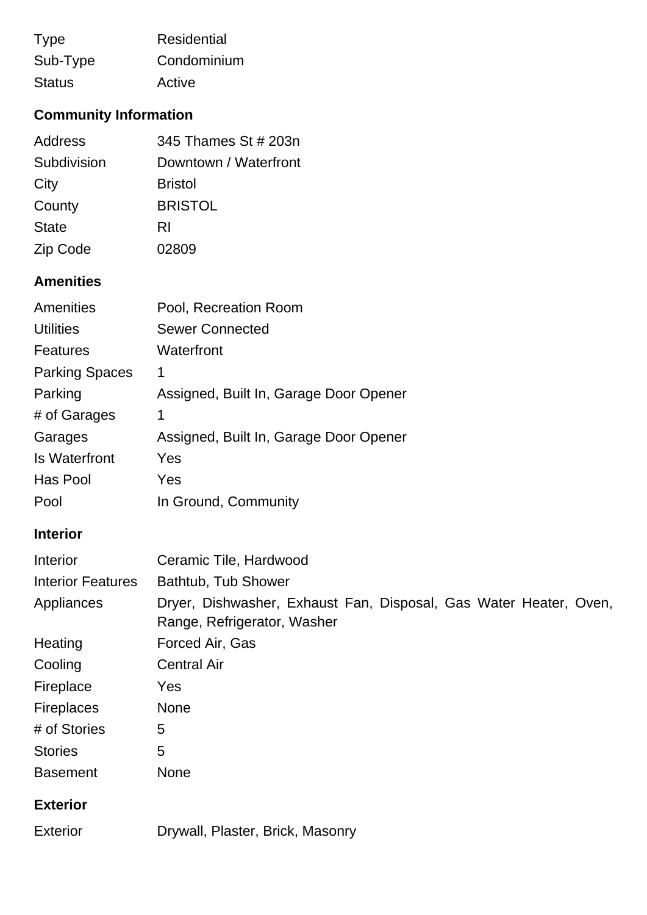| | |
|---|---|
| Type | Residential |
| Sub-Type | Condominium |
| Status | Active |

## Community Information

| | |
|---|---|
| Address | 345 Thames St # 203n |
| Subdivision | Downtown / Waterfront |
| City | Bristol |
| County | BRISTOL |
| State | RI |
| Zip Code | 02809 |

## Amenities

| | |
|---|---|
| Amenities | Pool, Recreation Room |
| Utilities | Sewer Connected |
| Features | Waterfront |
| Parking Spaces | 1 |
| Parking | Assigned, Built In, Garage Door Opener |
| # of Garages | 1 |
| Garages | Assigned, Built In, Garage Door Opener |
| Is Waterfront | Yes |
| Has Pool | Yes |
| Pool | In Ground, Community |

## Interior

| | |
|---|---|
| Interior | Ceramic Tile, Hardwood |
| Interior Features | Bathtub, Tub Shower |
| Appliances | Dryer, Dishwasher, Exhaust Fan, Disposal, Gas Water Heater, Oven, Range, Refrigerator, Washer |
| Heating | Forced Air, Gas |
| Cooling | Central Air |
| Fireplace | Yes |
| Fireplaces | None |
| # of Stories | 5 |
| Stories | 5 |
| Basement | None |

## Exterior

| | |
|---|---|
| Exterior | Drywall, Plaster, Brick, Masonry |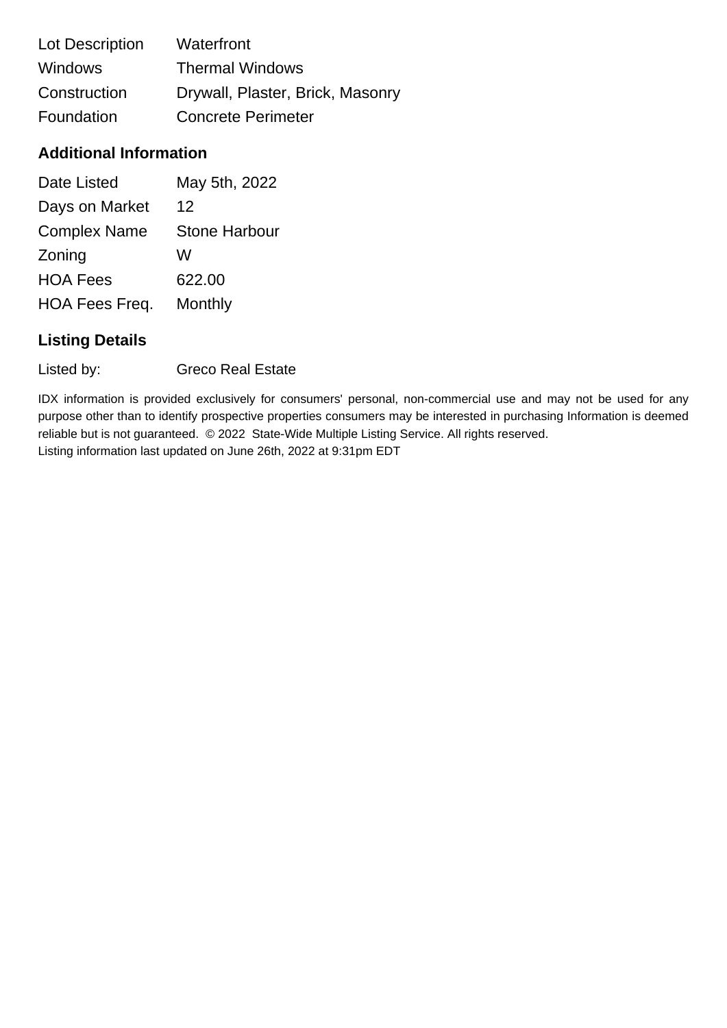| | |
|---|---|
| Lot Description | Waterfront |
| Windows | Thermal Windows |
| Construction | Drywall, Plaster, Brick, Masonry |
| Foundation | Concrete Perimeter |

## Additional Information

| | |
|---|---|
| Date Listed | May 5th, 2022 |
| Days on Market | 12 |
| Complex Name | Stone Harbour |
| Zoning | W |
| HOA Fees | 622.00 |
| HOA Fees Freq. | Monthly |

## Listing Details

| | |
|---|---|
| Listed by: | Greco Real Estate |

IDX information is provided exclusively for consumers' personal, non-commercial use and may not be used for any purpose other than to identify prospective properties consumers may be interested in purchasing Information is deemed reliable but is not guaranteed. © 2022 State-Wide Multiple Listing Service. All rights reserved.
Listing information last updated on June 26th, 2022 at 9:31pm EDT